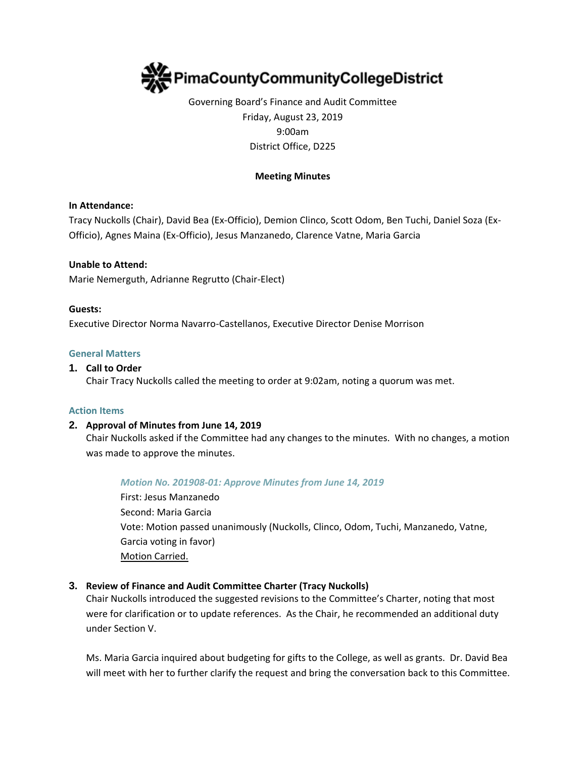# PimaCountyCommunityCollegeDistrict

Governing Board's Finance and Audit Committee
Friday, August 23, 2019
9:00am
District Office, D225

**Meeting Minutes**

**In Attendance:**
Tracy Nuckolls (Chair), David Bea (Ex-Officio), Demion Clinco, Scott Odom, Ben Tuchi, Daniel Soza (Ex-Officio), Agnes Maina (Ex-Officio), Jesus Manzanedo, Clarence Vatne, Maria Garcia

**Unable to Attend:**
Marie Nemerguth, Adrianne Regrutto (Chair-Elect)

**Guests:**
Executive Director Norma Navarro-Castellanos, Executive Director Denise Morrison

## General Matters

1. **Call to Order**
   Chair Tracy Nuckolls called the meeting to order at 9:02am, noting a quorum was met.

## Action Items

2. **Approval of Minutes from June 14, 2019**
   Chair Nuckolls asked if the Committee had any changes to the minutes. With no changes, a motion was made to approve the minutes.

   *Motion No. 201908-01: Approve Minutes from June 14, 2019*
   First: Jesus Manzanedo
   Second: Maria Garcia
   Vote: Motion passed unanimously (Nuckolls, Clinco, Odom, Tuchi, Manzanedo, Vatne, Garcia voting in favor)
   Motion Carried.

3. **Review of Finance and Audit Committee Charter (Tracy Nuckolls)**
   Chair Nuckolls introduced the suggested revisions to the Committee's Charter, noting that most were for clarification or to update references. As the Chair, he recommended an additional duty under Section V.

   Ms. Maria Garcia inquired about budgeting for gifts to the College, as well as grants. Dr. David Bea will meet with her to further clarify the request and bring the conversation back to this Committee.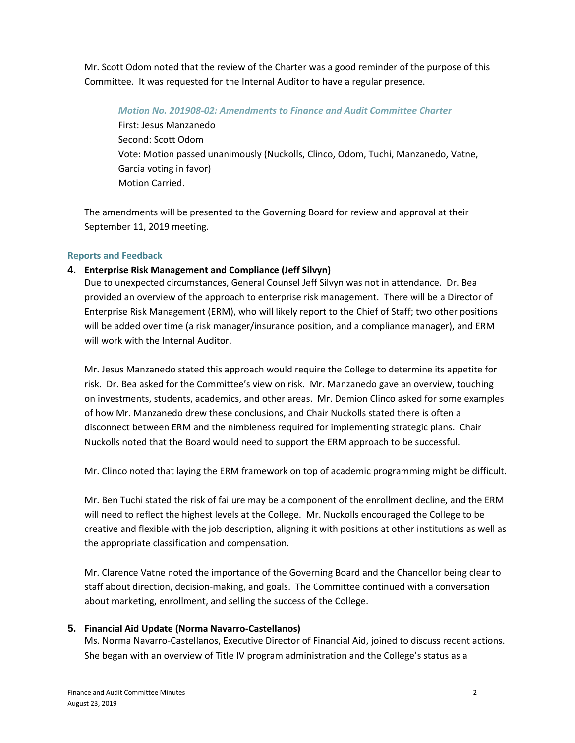Mr. Scott Odom noted that the review of the Charter was a good reminder of the purpose of this Committee. It was requested for the Internal Auditor to have a regular presence.

> ***Motion No. 201908-02: Amendments to Finance and Audit Committee Charter***
> First: Jesus Manzanedo
> Second: Scott Odom
> Vote: Motion passed unanimously (Nuckolls, Clinco, Odom, Tuchi, Manzanedo, Vatne, Garcia voting in favor)
> Motion Carried.

The amendments will be presented to the Governing Board for review and approval at their September 11, 2019 meeting.

### Reports and Feedback

**4. Enterprise Risk Management and Compliance (Jeff Silvyn)**

Due to unexpected circumstances, General Counsel Jeff Silvyn was not in attendance. Dr. Bea provided an overview of the approach to enterprise risk management. There will be a Director of Enterprise Risk Management (ERM), who will likely report to the Chief of Staff; two other positions will be added over time (a risk manager/insurance position, and a compliance manager), and ERM will work with the Internal Auditor.

Mr. Jesus Manzanedo stated this approach would require the College to determine its appetite for risk. Dr. Bea asked for the Committee's view on risk. Mr. Manzanedo gave an overview, touching on investments, students, academics, and other areas. Mr. Demion Clinco asked for some examples of how Mr. Manzanedo drew these conclusions, and Chair Nuckolls stated there is often a disconnect between ERM and the nimbleness required for implementing strategic plans. Chair Nuckolls noted that the Board would need to support the ERM approach to be successful.

Mr. Clinco noted that laying the ERM framework on top of academic programming might be difficult.

Mr. Ben Tuchi stated the risk of failure may be a component of the enrollment decline, and the ERM will need to reflect the highest levels at the College. Mr. Nuckolls encouraged the College to be creative and flexible with the job description, aligning it with positions at other institutions as well as the appropriate classification and compensation.

Mr. Clarence Vatne noted the importance of the Governing Board and the Chancellor being clear to staff about direction, decision-making, and goals. The Committee continued with a conversation about marketing, enrollment, and selling the success of the College.

**5. Financial Aid Update (Norma Navarro-Castellanos)**

Ms. Norma Navarro-Castellanos, Executive Director of Financial Aid, joined to discuss recent actions. She began with an overview of Title IV program administration and the College's status as a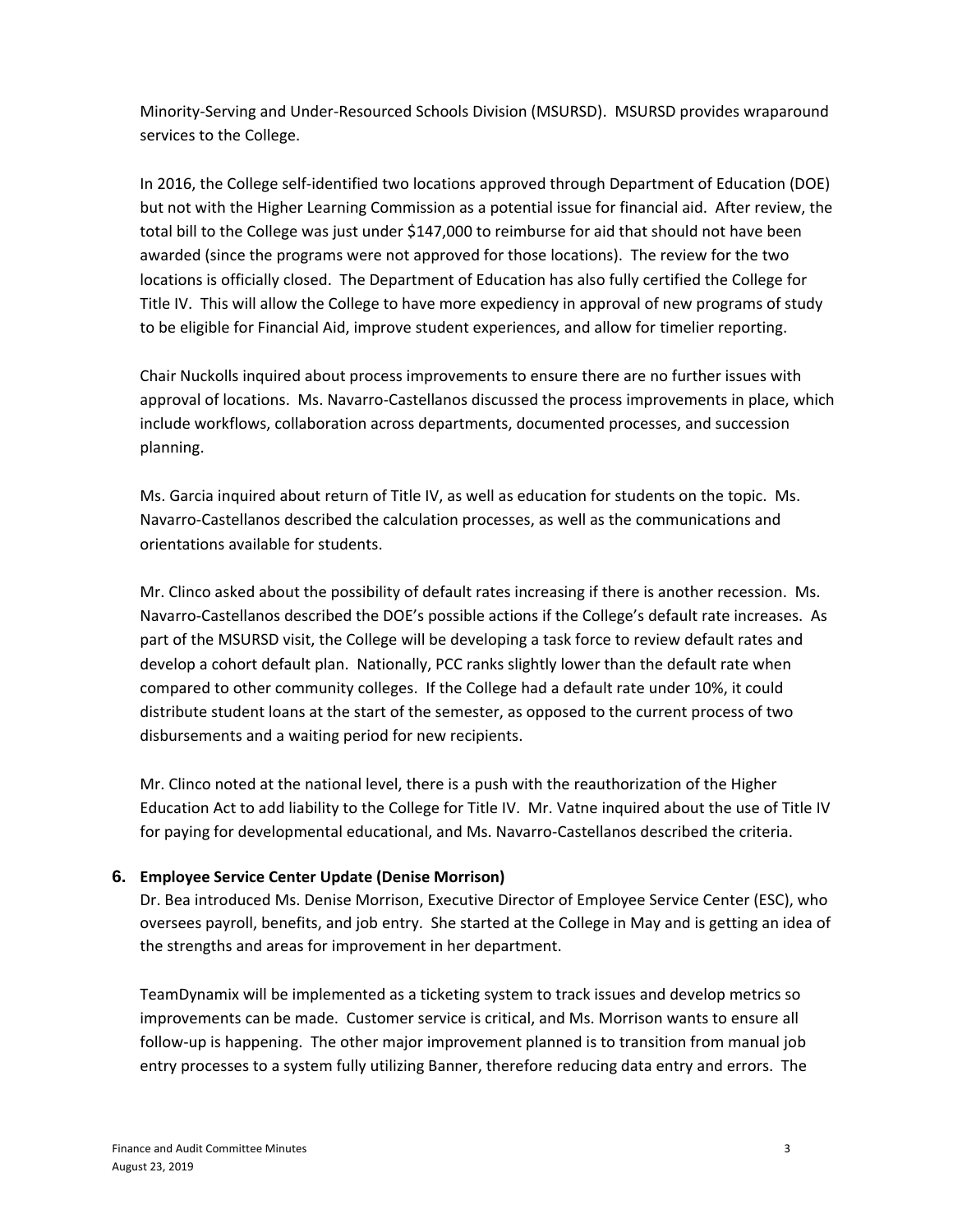Minority-Serving and Under-Resourced Schools Division (MSURSD). MSURSD provides wraparound services to the College.

In 2016, the College self-identified two locations approved through Department of Education (DOE) but not with the Higher Learning Commission as a potential issue for financial aid. After review, the total bill to the College was just under $147,000 to reimburse for aid that should not have been awarded (since the programs were not approved for those locations). The review for the two locations is officially closed. The Department of Education has also fully certified the College for Title IV. This will allow the College to have more expediency in approval of new programs of study to be eligible for Financial Aid, improve student experiences, and allow for timelier reporting.

Chair Nuckolls inquired about process improvements to ensure there are no further issues with approval of locations. Ms. Navarro-Castellanos discussed the process improvements in place, which include workflows, collaboration across departments, documented processes, and succession planning.

Ms. Garcia inquired about return of Title IV, as well as education for students on the topic. Ms. Navarro-Castellanos described the calculation processes, as well as the communications and orientations available for students.

Mr. Clinco asked about the possibility of default rates increasing if there is another recession. Ms. Navarro-Castellanos described the DOE's possible actions if the College's default rate increases. As part of the MSURSD visit, the College will be developing a task force to review default rates and develop a cohort default plan. Nationally, PCC ranks slightly lower than the default rate when compared to other community colleges. If the College had a default rate under 10%, it could distribute student loans at the start of the semester, as opposed to the current process of two disbursements and a waiting period for new recipients.

Mr. Clinco noted at the national level, there is a push with the reauthorization of the Higher Education Act to add liability to the College for Title IV. Mr. Vatne inquired about the use of Title IV for paying for developmental educational, and Ms. Navarro-Castellanos described the criteria.

## 6. Employee Service Center Update (Denise Morrison)

Dr. Bea introduced Ms. Denise Morrison, Executive Director of Employee Service Center (ESC), who oversees payroll, benefits, and job entry. She started at the College in May and is getting an idea of the strengths and areas for improvement in her department.

TeamDynamix will be implemented as a ticketing system to track issues and develop metrics so improvements can be made. Customer service is critical, and Ms. Morrison wants to ensure all follow-up is happening. The other major improvement planned is to transition from manual job entry processes to a system fully utilizing Banner, therefore reducing data entry and errors. The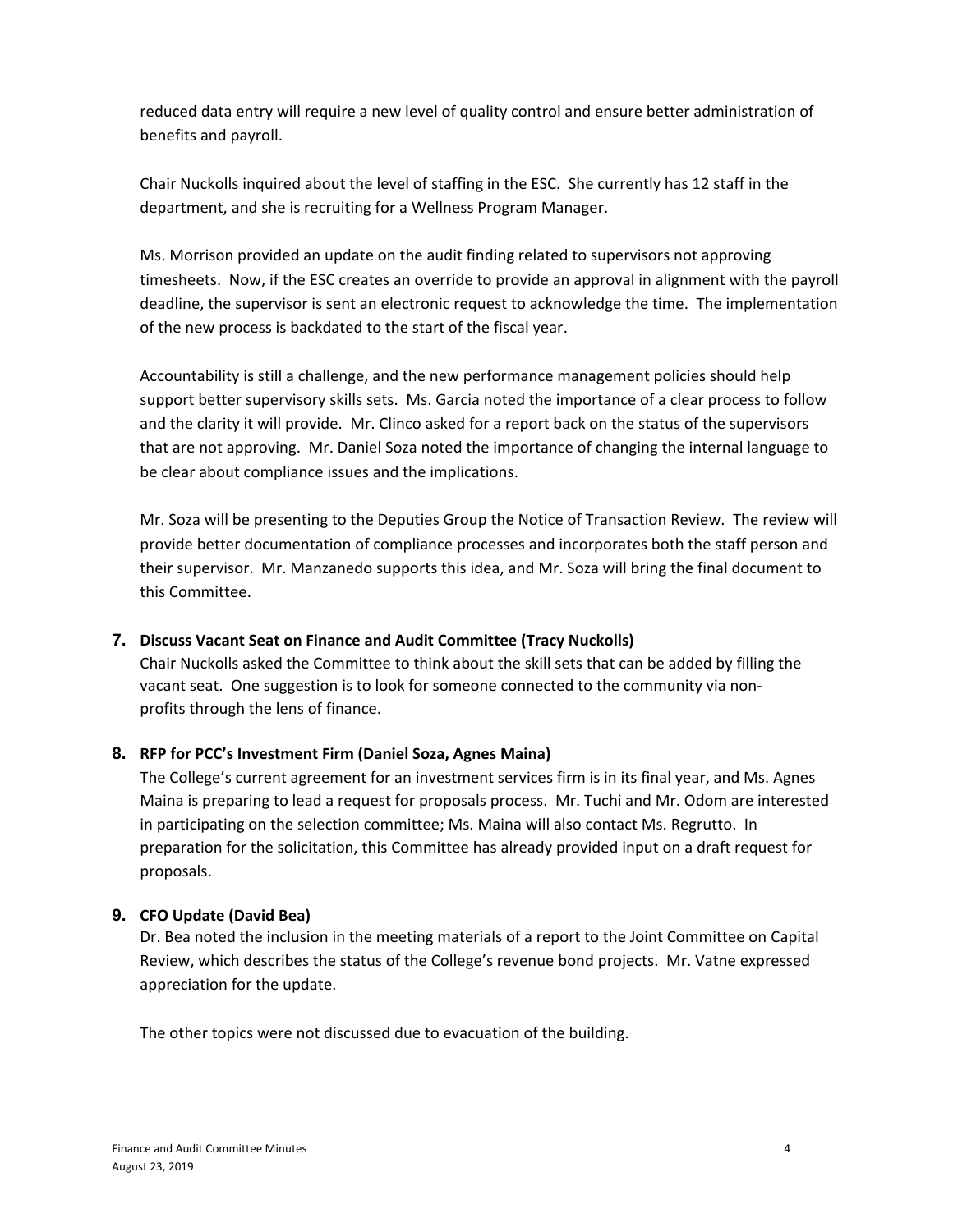reduced data entry will require a new level of quality control and ensure better administration of benefits and payroll.

Chair Nuckolls inquired about the level of staffing in the ESC. She currently has 12 staff in the department, and she is recruiting for a Wellness Program Manager.

Ms. Morrison provided an update on the audit finding related to supervisors not approving timesheets. Now, if the ESC creates an override to provide an approval in alignment with the payroll deadline, the supervisor is sent an electronic request to acknowledge the time. The implementation of the new process is backdated to the start of the fiscal year.

Accountability is still a challenge, and the new performance management policies should help support better supervisory skills sets. Ms. Garcia noted the importance of a clear process to follow and the clarity it will provide. Mr. Clinco asked for a report back on the status of the supervisors that are not approving. Mr. Daniel Soza noted the importance of changing the internal language to be clear about compliance issues and the implications.

Mr. Soza will be presenting to the Deputies Group the Notice of Transaction Review. The review will provide better documentation of compliance processes and incorporates both the staff person and their supervisor. Mr. Manzanedo supports this idea, and Mr. Soza will bring the final document to this Committee.

**7. Discuss Vacant Seat on Finance and Audit Committee (Tracy Nuckolls)**

Chair Nuckolls asked the Committee to think about the skill sets that can be added by filling the vacant seat. One suggestion is to look for someone connected to the community via non-profits through the lens of finance.

**8. RFP for PCC's Investment Firm (Daniel Soza, Agnes Maina)**

The College's current agreement for an investment services firm is in its final year, and Ms. Agnes Maina is preparing to lead a request for proposals process. Mr. Tuchi and Mr. Odom are interested in participating on the selection committee; Ms. Maina will also contact Ms. Regrutto. In preparation for the solicitation, this Committee has already provided input on a draft request for proposals.

**9. CFO Update (David Bea)**

Dr. Bea noted the inclusion in the meeting materials of a report to the Joint Committee on Capital Review, which describes the status of the College's revenue bond projects. Mr. Vatne expressed appreciation for the update.

The other topics were not discussed due to evacuation of the building.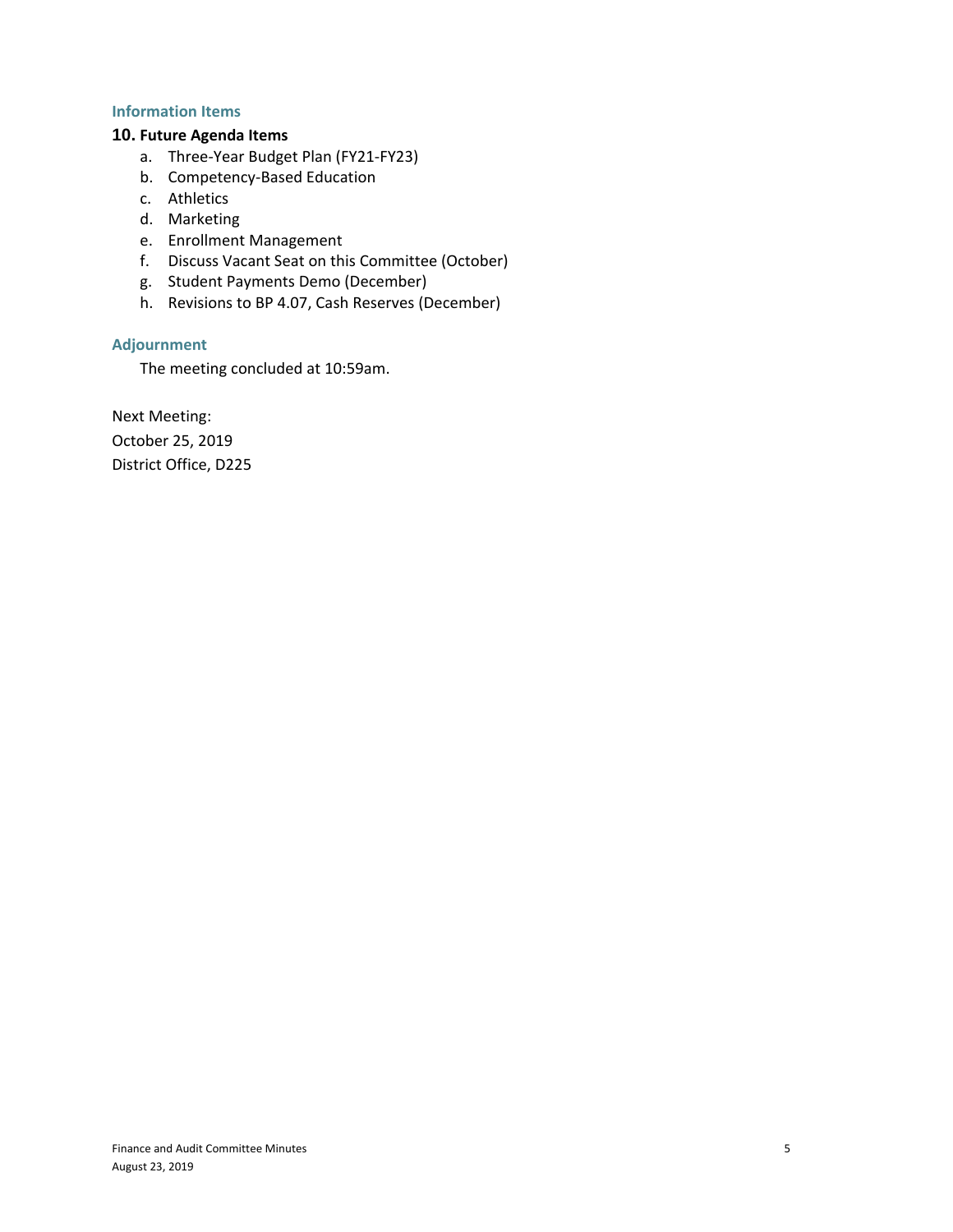## Information Items

### 10. Future Agenda Items

a. Three-Year Budget Plan (FY21-FY23)
b. Competency-Based Education
c. Athletics
d. Marketing
e. Enrollment Management
f. Discuss Vacant Seat on this Committee (October)
g. Student Payments Demo (December)
h. Revisions to BP 4.07, Cash Reserves (December)

## Adjournment

The meeting concluded at 10:59am.

Next Meeting:
October 25, 2019
District Office, D225